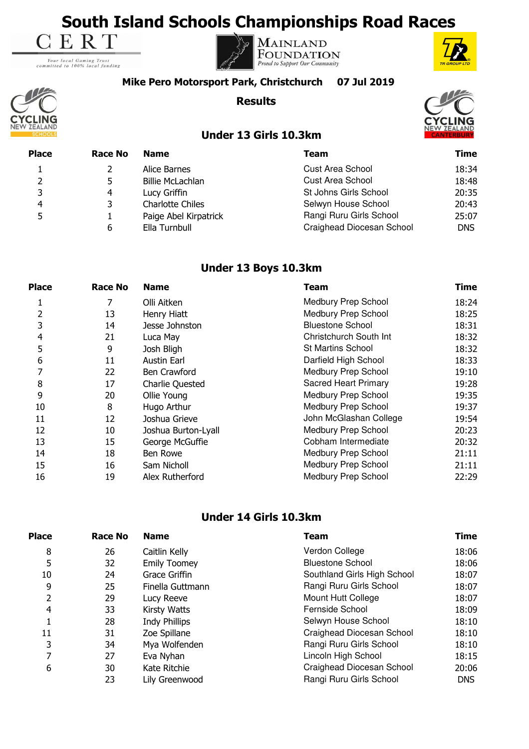# South Island Schools Championships Road Races

CERT
Your local Gaming Trust committed to 100% local funding

MAINLAND FOUNDATION
Proud to Support Our Community

TR GROUP LTD

**Mike Pero Motorsport Park, Christchurch 07 Jul 2019**

CYCLING NEW ZEALAND SCHOOLS

**Results**

CYCLING NEW ZEALAND CANTERBURY

## Under 13 Girls 10.3km

| Place | Race No | Name | Team | Time |
|---|---|---|---|---|
| 1 | 2 | Alice Barnes | Cust Area School | 18:34 |
| 2 | 5 | Billie McLachlan | Cust Area School | 18:48 |
| 3 | 4 | Lucy Griffin | St Johns Girls School | 20:35 |
| 4 | 3 | Charlotte Chiles | Selwyn House School | 20:43 |
| 5 | 1 | Paige Abel Kirpatrick | Rangi Ruru Girls School | 25:07 |
| | 6 | Ella Turnbull | Craighead Diocesan School | DNS |

## Under 13 Boys 10.3km

| Place | Race No | Name | Team | Time |
|---|---|---|---|---|
| 1 | 7 | Olli Aitken | Medbury Prep School | 18:24 |
| 2 | 13 | Henry Hiatt | Medbury Prep School | 18:25 |
| 3 | 14 | Jesse Johnston | Bluestone School | 18:31 |
| 4 | 21 | Luca May | Christchurch South Int | 18:32 |
| 5 | 9 | Josh Bligh | St Martins School | 18:32 |
| 6 | 11 | Austin Earl | Darfield High School | 18:33 |
| 7 | 22 | Ben Crawford | Medbury Prep School | 19:10 |
| 8 | 17 | Charlie Quested | Sacred Heart Primary | 19:28 |
| 9 | 20 | Ollie Young | Medbury Prep School | 19:35 |
| 10 | 8 | Hugo Arthur | Medbury Prep School | 19:37 |
| 11 | 12 | Joshua Grieve | John McGlashan College | 19:54 |
| 12 | 10 | Joshua Burton-Lyall | Medbury Prep School | 20:23 |
| 13 | 15 | George McGuffie | Cobham Intermediate | 20:32 |
| 14 | 18 | Ben Rowe | Medbury Prep School | 21:11 |
| 15 | 16 | Sam Nicholl | Medbury Prep School | 21:11 |
| 16 | 19 | Alex Rutherford | Medbury Prep School | 22:29 |

## Under 14 Girls 10.3km

| Place | Race No | Name | Team | Time |
|---|---|---|---|---|
| 8 | 26 | Caitlin Kelly | Verdon College | 18:06 |
| 5 | 32 | Emily Toomey | Bluestone School | 18:06 |
| 10 | 24 | Grace Griffin | Southland Girls High School | 18:07 |
| 9 | 25 | Finella Guttmann | Rangi Ruru Girls School | 18:07 |
| 2 | 29 | Lucy Reeve | Mount Hutt College | 18:07 |
| 4 | 33 | Kirsty Watts | Fernside School | 18:09 |
| 1 | 28 | Indy Phillips | Selwyn House School | 18:10 |
| 11 | 31 | Zoe Spillane | Craighead Diocesan School | 18:10 |
| 3 | 34 | Mya Wolfenden | Rangi Ruru Girls School | 18:10 |
| 7 | 27 | Eva Nyhan | Lincoln High School | 18:15 |
| 6 | 30 | Kate Ritchie | Craighead Diocesan School | 20:06 |
| | 23 | Lily Greenwood | Rangi Ruru Girls School | DNS |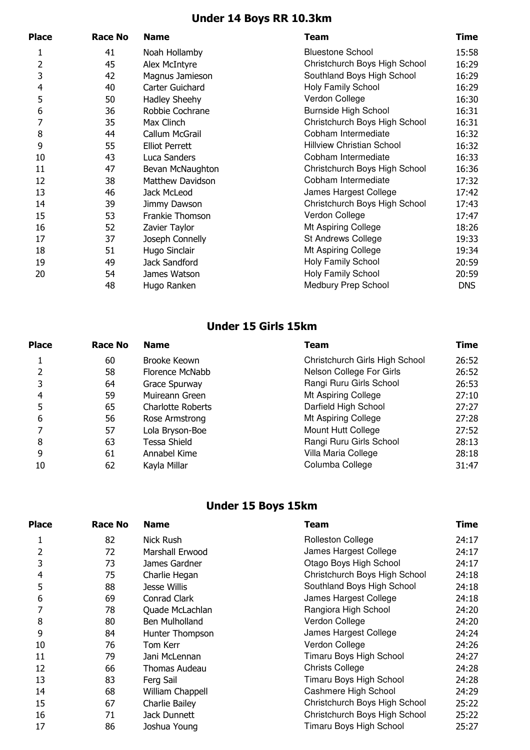## Under 14 Boys RR 10.3km

| Place | Race No | Name | Team | Time |
|---|---|---|---|---|
| 1 | 41 | Noah Hollamby | Bluestone School | 15:58 |
| 2 | 45 | Alex McIntyre | Christchurch Boys High School | 16:29 |
| 3 | 42 | Magnus Jamieson | Southland Boys High School | 16:29 |
| 4 | 40 | Carter Guichard | Holy Family School | 16:29 |
| 5 | 50 | Hadley Sheehy | Verdon College | 16:30 |
| 6 | 36 | Robbie Cochrane | Burnside High School | 16:31 |
| 7 | 35 | Max Clinch | Christchurch Boys High School | 16:31 |
| 8 | 44 | Callum McGrail | Cobham Intermediate | 16:32 |
| 9 | 55 | Elliot Perrett | Hillview Christian School | 16:32 |
| 10 | 43 | Luca Sanders | Cobham Intermediate | 16:33 |
| 11 | 47 | Bevan McNaughton | Christchurch Boys High School | 16:36 |
| 12 | 38 | Matthew Davidson | Cobham Intermediate | 17:32 |
| 13 | 46 | Jack McLeod | James Hargest College | 17:42 |
| 14 | 39 | Jimmy Dawson | Christchurch Boys High School | 17:43 |
| 15 | 53 | Frankie Thomson | Verdon College | 17:47 |
| 16 | 52 | Zavier Taylor | Mt Aspiring College | 18:26 |
| 17 | 37 | Joseph Connelly | St Andrews College | 19:33 |
| 18 | 51 | Hugo Sinclair | Mt Aspiring College | 19:34 |
| 19 | 49 | Jack Sandford | Holy Family School | 20:59 |
| 20 | 54 | James Watson | Holy Family School | 20:59 |
| | 48 | Hugo Ranken | Medbury Prep School | DNS |

## Under 15 Girls 15km

| Place | Race No | Name | Team | Time |
|---|---|---|---|---|
| 1 | 60 | Brooke Keown | Christchurch Girls High School | 26:52 |
| 2 | 58 | Florence McNabb | Nelson College For Girls | 26:52 |
| 3 | 64 | Grace Spurway | Rangi Ruru Girls School | 26:53 |
| 4 | 59 | Muireann Green | Mt Aspiring College | 27:10 |
| 5 | 65 | Charlotte Roberts | Darfield High School | 27:27 |
| 6 | 56 | Rose Armstrong | Mt Aspiring College | 27:28 |
| 7 | 57 | Lola Bryson-Boe | Mount Hutt College | 27:52 |
| 8 | 63 | Tessa Shield | Rangi Ruru Girls School | 28:13 |
| 9 | 61 | Annabel Kime | Villa Maria College | 28:18 |
| 10 | 62 | Kayla Millar | Columba College | 31:47 |

## Under 15 Boys 15km

| Place | Race No | Name | Team | Time |
|---|---|---|---|---|
| 1 | 82 | Nick Rush | Rolleston College | 24:17 |
| 2 | 72 | Marshall Erwood | James Hargest College | 24:17 |
| 3 | 73 | James Gardner | Otago Boys High School | 24:17 |
| 4 | 75 | Charlie Hegan | Christchurch Boys High School | 24:18 |
| 5 | 88 | Jesse Willis | Southland Boys High School | 24:18 |
| 6 | 69 | Conrad Clark | James Hargest College | 24:18 |
| 7 | 78 | Quade McLachlan | Rangiora High School | 24:20 |
| 8 | 80 | Ben Mulholland | Verdon College | 24:20 |
| 9 | 84 | Hunter Thompson | James Hargest College | 24:24 |
| 10 | 76 | Tom Kerr | Verdon College | 24:26 |
| 11 | 79 | Jani McLennan | Timaru Boys High School | 24:27 |
| 12 | 66 | Thomas Audeau | Christs College | 24:28 |
| 13 | 83 | Ferg Sail | Timaru Boys High School | 24:28 |
| 14 | 68 | William Chappell | Cashmere High School | 24:29 |
| 15 | 67 | Charlie Bailey | Christchurch Boys High School | 25:22 |
| 16 | 71 | Jack Dunnett | Christchurch Boys High School | 25:22 |
| 17 | 86 | Joshua Young | Timaru Boys High School | 25:27 |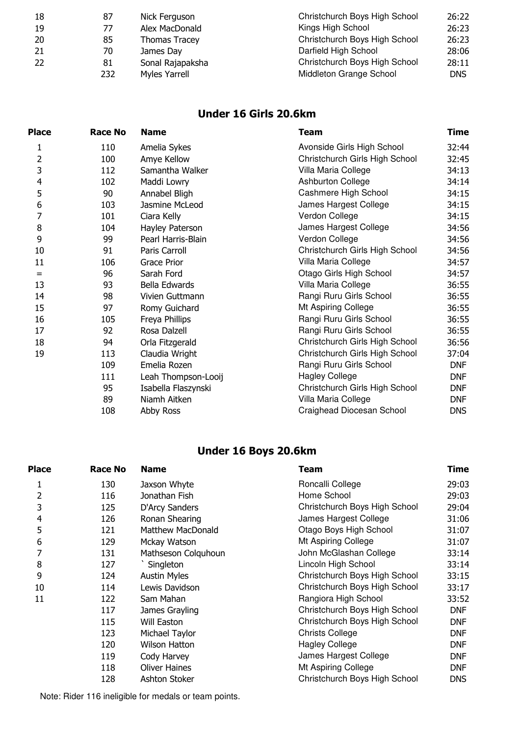| | | | | |
|---|---|---|---|---|
| 18 | 87 | Nick Ferguson | Christchurch Boys High School | 26:22 |
| 19 | 77 | Alex MacDonald | Kings High School | 26:23 |
| 20 | 85 | Thomas Tracey | Christchurch Boys High School | 26:23 |
| 21 | 70 | James Day | Darfield High School | 28:06 |
| 22 | 81 | Sonal Rajapaksha | Christchurch Boys High School | 28:11 |
| | 232 | Myles Yarrell | Middleton Grange School | DNS |

## Under 16 Girls 20.6km

| Place | Race No | Name | Team | Time |
|---|---|---|---|---|
| 1 | 110 | Amelia Sykes | Avonside Girls High School | 32:44 |
| 2 | 100 | Amye Kellow | Christchurch Girls High School | 32:45 |
| 3 | 112 | Samantha Walker | Villa Maria College | 34:13 |
| 4 | 102 | Maddi Lowry | Ashburton College | 34:14 |
| 5 | 90 | Annabel Bligh | Cashmere High School | 34:15 |
| 6 | 103 | Jasmine McLeod | James Hargest College | 34:15 |
| 7 | 101 | Ciara Kelly | Verdon College | 34:15 |
| 8 | 104 | Hayley Paterson | James Hargest College | 34:56 |
| 9 | 99 | Pearl Harris-Blain | Verdon College | 34:56 |
| 10 | 91 | Paris Carroll | Christchurch Girls High School | 34:56 |
| 11 | 106 | Grace Prior | Villa Maria College | 34:57 |
| = | 96 | Sarah Ford | Otago Girls High School | 34:57 |
| 13 | 93 | Bella Edwards | Villa Maria College | 36:55 |
| 14 | 98 | Vivien Guttmann | Rangi Ruru Girls School | 36:55 |
| 15 | 97 | Romy Guichard | Mt Aspiring College | 36:55 |
| 16 | 105 | Freya Phillips | Rangi Ruru Girls School | 36:55 |
| 17 | 92 | Rosa Dalzell | Rangi Ruru Girls School | 36:55 |
| 18 | 94 | Orla Fitzgerald | Christchurch Girls High School | 36:56 |
| 19 | 113 | Claudia Wright | Christchurch Girls High School | 37:04 |
| | 109 | Emelia Rozen | Rangi Ruru Girls School | DNF |
| | 111 | Leah Thompson-Looij | Hagley College | DNF |
| | 95 | Isabella Flaszynski | Christchurch Girls High School | DNF |
| | 89 | Niamh Aitken | Villa Maria College | DNF |
| | 108 | Abby Ross | Craighead Diocesan School | DNS |

## Under 16 Boys 20.6km

| Place | Race No | Name | Team | Time |
|---|---|---|---|---|
| 1 | 130 | Jaxson Whyte | Roncalli College | 29:03 |
| 2 | 116 | Jonathan Fish | Home School | 29:03 |
| 3 | 125 | D'Arcy Sanders | Christchurch Boys High School | 29:04 |
| 4 | 126 | Ronan Shearing | James Hargest College | 31:06 |
| 5 | 121 | Matthew MacDonald | Otago Boys High School | 31:07 |
| 6 | 129 | Mckay Watson | Mt Aspiring College | 31:07 |
| 7 | 131 | Mathseson Colquhoun | John McGlashan College | 33:14 |
| 8 | 127 | ` Singleton | Lincoln High School | 33:14 |
| 9 | 124 | Austin Myles | Christchurch Boys High School | 33:15 |
| 10 | 114 | Lewis Davidson | Christchurch Boys High School | 33:17 |
| 11 | 122 | Sam Mahan | Rangiora High School | 33:52 |
| | 117 | James Grayling | Christchurch Boys High School | DNF |
| | 115 | Will Easton | Christchurch Boys High School | DNF |
| | 123 | Michael Taylor | Christs College | DNF |
| | 120 | Wilson Hatton | Hagley College | DNF |
| | 119 | Cody Harvey | James Hargest College | DNF |
| | 118 | Oliver Haines | Mt Aspiring College | DNF |
| | 128 | Ashton Stoker | Christchurch Boys High School | DNS |

Note: Rider 116 ineligible for medals or team points.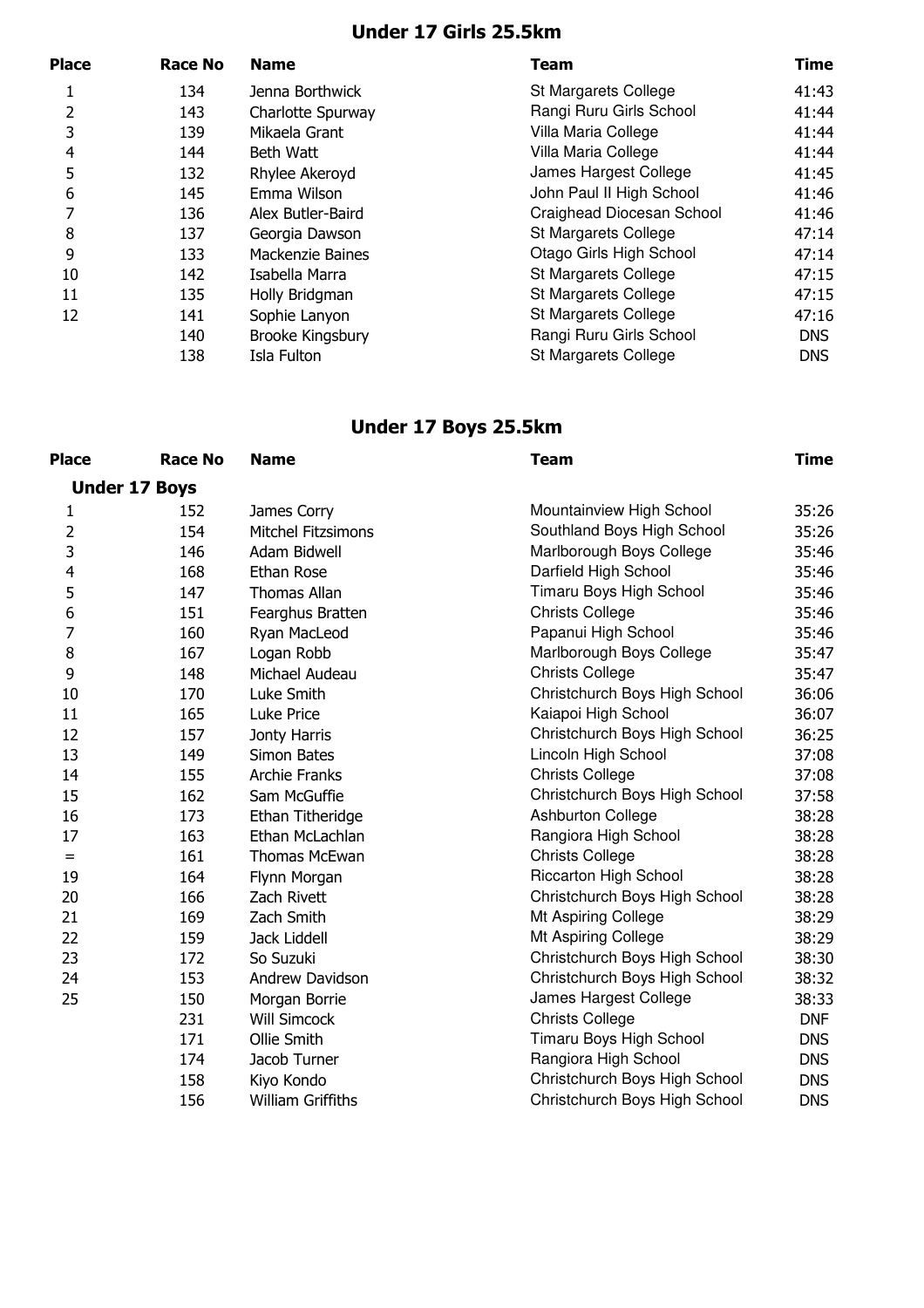## Under 17 Girls 25.5km

| Place | Race No | Name | Team | Time |
|---|---|---|---|---|
| 1 | 134 | Jenna Borthwick | St Margarets College | 41:43 |
| 2 | 143 | Charlotte Spurway | Rangi Ruru Girls School | 41:44 |
| 3 | 139 | Mikaela Grant | Villa Maria College | 41:44 |
| 4 | 144 | Beth Watt | Villa Maria College | 41:44 |
| 5 | 132 | Rhylee Akeroyd | James Hargest College | 41:45 |
| 6 | 145 | Emma Wilson | John Paul II High School | 41:46 |
| 7 | 136 | Alex Butler-Baird | Craighead Diocesan School | 41:46 |
| 8 | 137 | Georgia Dawson | St Margarets College | 47:14 |
| 9 | 133 | Mackenzie Baines | Otago Girls High School | 47:14 |
| 10 | 142 | Isabella Marra | St Margarets College | 47:15 |
| 11 | 135 | Holly Bridgman | St Margarets College | 47:15 |
| 12 | 141 | Sophie Lanyon | St Margarets College | 47:16 |
| | 140 | Brooke Kingsbury | Rangi Ruru Girls School | DNS |
| | 138 | Isla Fulton | St Margarets College | DNS |

## Under 17 Boys 25.5km

| Place | Race No | Name | Team | Time |
|---|---|---|---|---|
| **Under 17 Boys** | | | | |
| 1 | 152 | James Corry | Mountainview High School | 35:26 |
| 2 | 154 | Mitchel Fitzsimons | Southland Boys High School | 35:26 |
| 3 | 146 | Adam Bidwell | Marlborough Boys College | 35:46 |
| 4 | 168 | Ethan Rose | Darfield High School | 35:46 |
| 5 | 147 | Thomas Allan | Timaru Boys High School | 35:46 |
| 6 | 151 | Fearghus Bratten | Christs College | 35:46 |
| 7 | 160 | Ryan MacLeod | Papanui High School | 35:46 |
| 8 | 167 | Logan Robb | Marlborough Boys College | 35:47 |
| 9 | 148 | Michael Audeau | Christs College | 35:47 |
| 10 | 170 | Luke Smith | Christchurch Boys High School | 36:06 |
| 11 | 165 | Luke Price | Kaiapoi High School | 36:07 |
| 12 | 157 | Jonty Harris | Christchurch Boys High School | 36:25 |
| 13 | 149 | Simon Bates | Lincoln High School | 37:08 |
| 14 | 155 | Archie Franks | Christs College | 37:08 |
| 15 | 162 | Sam McGuffie | Christchurch Boys High School | 37:58 |
| 16 | 173 | Ethan Titheridge | Ashburton College | 38:28 |
| 17 | 163 | Ethan McLachlan | Rangiora High School | 38:28 |
| = | 161 | Thomas McEwan | Christs College | 38:28 |
| 19 | 164 | Flynn Morgan | Riccarton High School | 38:28 |
| 20 | 166 | Zach Rivett | Christchurch Boys High School | 38:28 |
| 21 | 169 | Zach Smith | Mt Aspiring College | 38:29 |
| 22 | 159 | Jack Liddell | Mt Aspiring College | 38:29 |
| 23 | 172 | So Suzuki | Christchurch Boys High School | 38:30 |
| 24 | 153 | Andrew Davidson | Christchurch Boys High School | 38:32 |
| 25 | 150 | Morgan Borrie | James Hargest College | 38:33 |
| | 231 | Will Simcock | Christs College | DNF |
| | 171 | Ollie Smith | Timaru Boys High School | DNS |
| | 174 | Jacob Turner | Rangiora High School | DNS |
| | 158 | Kiyo Kondo | Christchurch Boys High School | DNS |
| | 156 | William Griffiths | Christchurch Boys High School | DNS |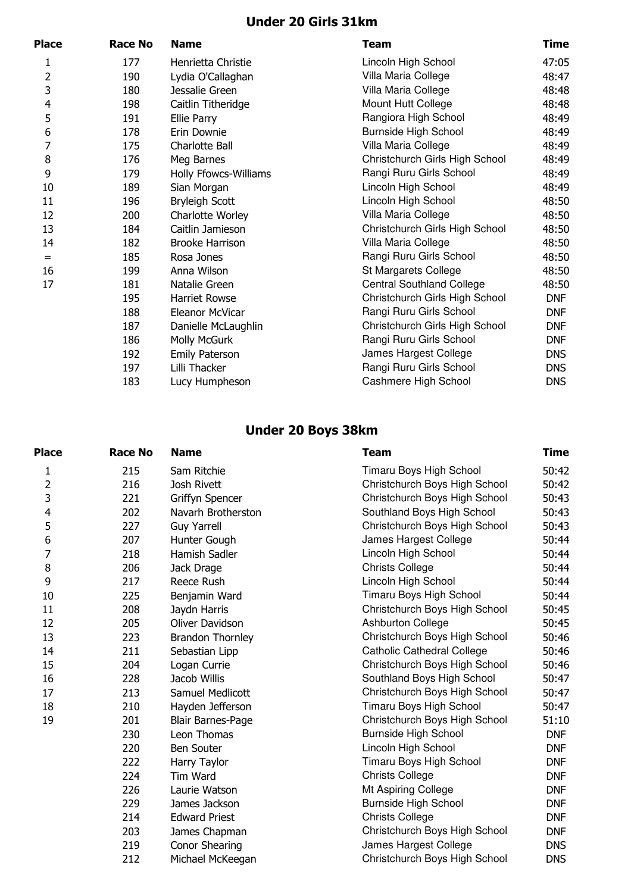## Under 20 Girls 31km

| Place | Race No | Name | Team | Time |
|---|---|---|---|---|
| 1 | 177 | Henrietta Christie | Lincoln High School | 47:05 |
| 2 | 190 | Lydia O'Callaghan | Villa Maria College | 48:47 |
| 3 | 180 | Jessalie Green | Villa Maria College | 48:48 |
| 4 | 198 | Caitlin Titheridge | Mount Hutt College | 48:48 |
| 5 | 191 | Ellie Parry | Rangiora High School | 48:49 |
| 6 | 178 | Erin Downie | Burnside High School | 48:49 |
| 7 | 175 | Charlotte Ball | Villa Maria College | 48:49 |
| 8 | 176 | Meg Barnes | Christchurch Girls High School | 48:49 |
| 9 | 179 | Holly Ffowcs-Williams | Rangi Ruru Girls School | 48:49 |
| 10 | 189 | Sian Morgan | Lincoln High School | 48:49 |
| 11 | 196 | Bryleigh Scott | Lincoln High School | 48:50 |
| 12 | 200 | Charlotte Worley | Villa Maria College | 48:50 |
| 13 | 184 | Caitlin Jamieson | Christchurch Girls High School | 48:50 |
| 14 | 182 | Brooke Harrison | Villa Maria College | 48:50 |
| = | 185 | Rosa Jones | Rangi Ruru Girls School | 48:50 |
| 16 | 199 | Anna Wilson | St Margarets College | 48:50 |
| 17 | 181 | Natalie Green | Central Southland College | 48:50 |
| | 195 | Harriet Rowse | Christchurch Girls High School | DNF |
| | 188 | Eleanor McVicar | Rangi Ruru Girls School | DNF |
| | 187 | Danielle McLaughlin | Christchurch Girls High School | DNF |
| | 186 | Molly McGurk | Rangi Ruru Girls School | DNF |
| | 192 | Emily Paterson | James Hargest College | DNS |
| | 197 | Lilli Thacker | Rangi Ruru Girls School | DNS |
| | 183 | Lucy Humpheson | Cashmere High School | DNS |

## Under 20 Boys 38km

| Place | Race No | Name | Team | Time |
|---|---|---|---|---|
| 1 | 215 | Sam Ritchie | Timaru Boys High School | 50:42 |
| 2 | 216 | Josh Rivett | Christchurch Boys High School | 50:42 |
| 3 | 221 | Griffyn Spencer | Christchurch Boys High School | 50:43 |
| 4 | 202 | Navarh Brotherston | Southland Boys High School | 50:43 |
| 5 | 227 | Guy Yarrell | Christchurch Boys High School | 50:43 |
| 6 | 207 | Hunter Gough | James Hargest College | 50:44 |
| 7 | 218 | Hamish Sadler | Lincoln High School | 50:44 |
| 8 | 206 | Jack Drage | Christs College | 50:44 |
| 9 | 217 | Reece Rush | Lincoln High School | 50:44 |
| 10 | 225 | Benjamin Ward | Timaru Boys High School | 50:44 |
| 11 | 208 | Jaydn Harris | Christchurch Boys High School | 50:45 |
| 12 | 205 | Oliver Davidson | Ashburton College | 50:45 |
| 13 | 223 | Brandon Thornley | Christchurch Boys High School | 50:46 |
| 14 | 211 | Sebastian Lipp | Catholic Cathedral College | 50:46 |
| 15 | 204 | Logan Currie | Christchurch Boys High School | 50:46 |
| 16 | 228 | Jacob Willis | Southland Boys High School | 50:47 |
| 17 | 213 | Samuel Medlicott | Christchurch Boys High School | 50:47 |
| 18 | 210 | Hayden Jefferson | Timaru Boys High School | 50:47 |
| 19 | 201 | Blair Barnes-Page | Christchurch Boys High School | 51:10 |
| | 230 | Leon Thomas | Burnside High School | DNF |
| | 220 | Ben Souter | Lincoln High School | DNF |
| | 222 | Harry Taylor | Timaru Boys High School | DNF |
| | 224 | Tim Ward | Christs College | DNF |
| | 226 | Laurie Watson | Mt Aspiring College | DNF |
| | 229 | James Jackson | Burnside High School | DNF |
| | 214 | Edward Priest | Christs College | DNF |
| | 203 | James Chapman | Christchurch Boys High School | DNF |
| | 219 | Conor Shearing | James Hargest College | DNS |
| | 212 | Michael McKeegan | Christchurch Boys High School | DNS |